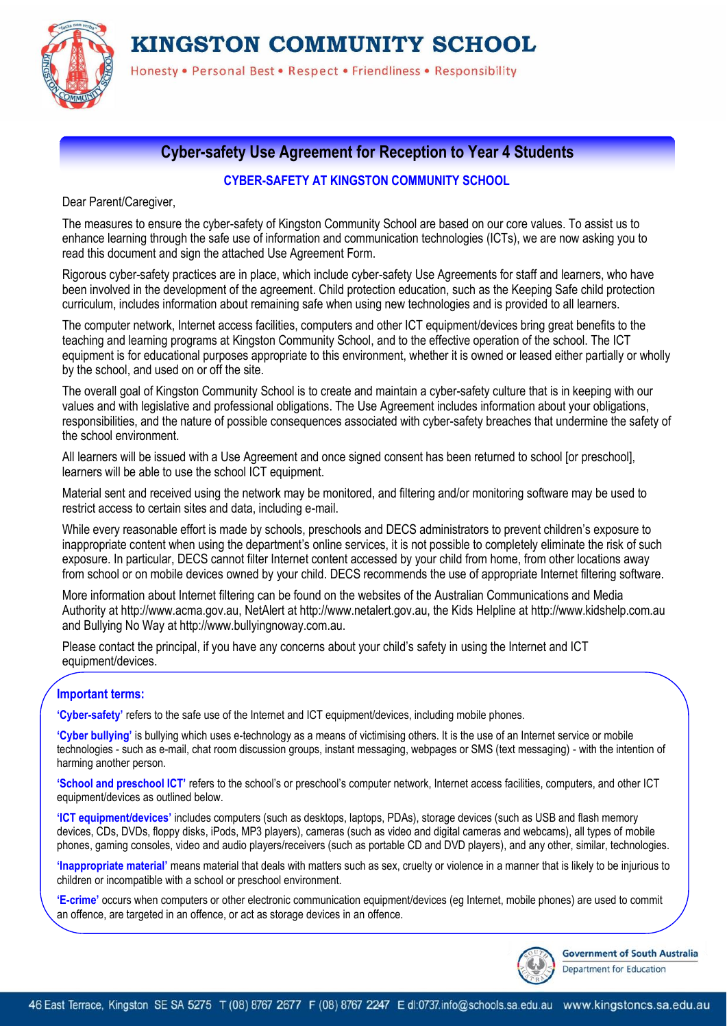# KINGSTON COMMUNITY SCHOOL

Honesty • Personal Best • Respect • Friendliness • Responsibility

## Cyber-safety Use Agreement for Reception to Year 4 Students

### CYBER-SAFETY AT KINGSTON COMMUNITY SCHOOL

Dear Parent/Caregiver,

The measures to ensure the cyber-safety of Kingston Community School are based on our core values. To assist us to enhance learning through the safe use of information and communication technologies (ICTs), we are now asking you to read this document and sign the attached Use Agreement Form.

Rigorous cyber-safety practices are in place, which include cyber-safety Use Agreements for staff and learners, who have been involved in the development of the agreement. Child protection education, such as the Keeping Safe child protection curriculum, includes information about remaining safe when using new technologies and is provided to all learners.

The computer network, Internet access facilities, computers and other ICT equipment/devices bring great benefits to the teaching and learning programs at Kingston Community School, and to the effective operation of the school. The ICT equipment is for educational purposes appropriate to this environment, whether it is owned or leased either partially or wholly by the school, and used on or off the site.

The overall goal of Kingston Community School is to create and maintain a cyber-safety culture that is in keeping with our values and with legislative and professional obligations. The Use Agreement includes information about your obligations, responsibilities, and the nature of possible consequences associated with cyber-safety breaches that undermine the safety of the school environment.

All learners will be issued with a Use Agreement and once signed consent has been returned to school [or preschool], learners will be able to use the school ICT equipment.

Material sent and received using the network may be monitored, and filtering and/or monitoring software may be used to restrict access to certain sites and data, including e-mail.

While every reasonable effort is made by schools, preschools and DECS administrators to prevent children's exposure to inappropriate content when using the department's online services, it is not possible to completely eliminate the risk of such exposure. In particular, DECS cannot filter Internet content accessed by your child from home, from other locations away from school or on mobile devices owned by your child. DECS recommends the use of appropriate Internet filtering software.

More information about Internet filtering can be found on the websites of the Australian Communications and Media Authority at http://www.acma.gov.au, NetAlert at http://www.netalert.gov.au, the Kids Helpline at http://www.kidshelp.com.au and Bullying No Way at http://www.bullyingnoway.com.au.

Please contact the principal, if you have any concerns about your child's safety in using the Internet and ICT equipment/devices.

**Important terms:**

**'Cyber-safety'** refers to the safe use of the Internet and ICT equipment/devices, including mobile phones.

**'Cyber bullying'** is bullying which uses e-technology as a means of victimising others. It is the use of an Internet service or mobile technologies - such as e-mail, chat room discussion groups, instant messaging, webpages or SMS (text messaging) - with the intention of harming another person.

**'School and preschool ICT'** refers to the school's or preschool's computer network, Internet access facilities, computers, and other ICT equipment/devices as outlined below.

**'ICT equipment/devices'** includes computers (such as desktops, laptops, PDAs), storage devices (such as USB and flash memory devices, CDs, DVDs, floppy disks, iPods, MP3 players), cameras (such as video and digital cameras and webcams), all types of mobile phones, gaming consoles, video and audio players/receivers (such as portable CD and DVD players), and any other, similar, technologies.

**'Inappropriate material'** means material that deals with matters such as sex, cruelty or violence in a manner that is likely to be injurious to children or incompatible with a school or preschool environment.

**'E-crime'** occurs when computers or other electronic communication equipment/devices (eg Internet, mobile phones) are used to commit an offence, are targeted in an offence, or act as storage devices in an offence.

Government of South Australia
Department for Education

46 East Terrace, Kingston SE SA 5275 T (08) 8767 2677 F (08) 8767 2247 E dl:0737.info@schools.sa.edu.au www.kingstoncs.sa.edu.au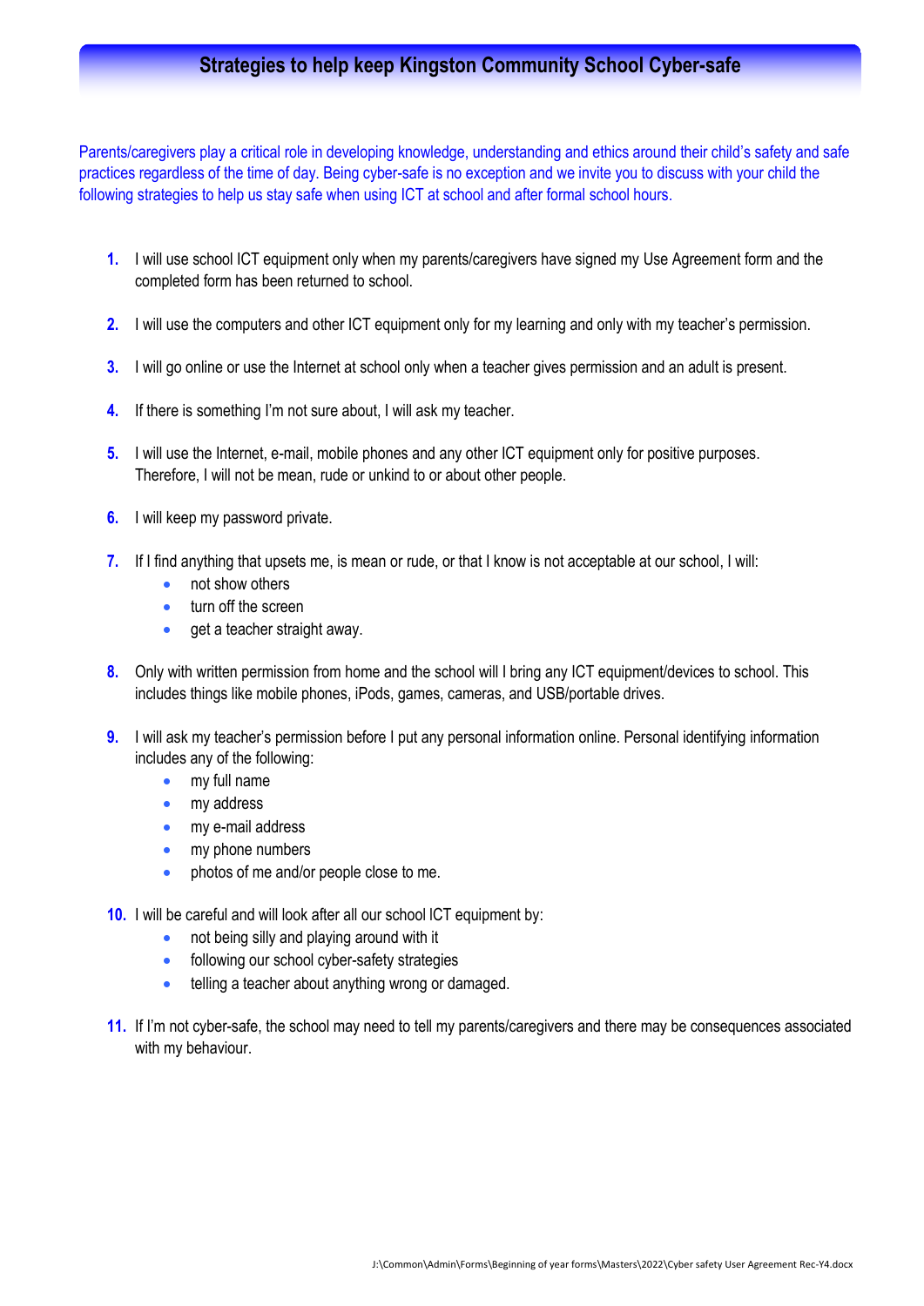# Strategies to help keep Kingston Community School Cyber-safe

Parents/caregivers play a critical role in developing knowledge, understanding and ethics around their child's safety and safe practices regardless of the time of day. Being cyber-safe is no exception and we invite you to discuss with your child the following strategies to help us stay safe when using ICT at school and after formal school hours.

1. I will use school ICT equipment only when my parents/caregivers have signed my Use Agreement form and the completed form has been returned to school.
2. I will use the computers and other ICT equipment only for my learning and only with my teacher's permission.
3. I will go online or use the Internet at school only when a teacher gives permission and an adult is present.
4. If there is something I'm not sure about, I will ask my teacher.
5. I will use the Internet, e-mail, mobile phones and any other ICT equipment only for positive purposes. Therefore, I will not be mean, rude or unkind to or about other people.
6. I will keep my password private.
7. If I find anything that upsets me, is mean or rude, or that I know is not acceptable at our school, I will:
   - not show others
   - turn off the screen
   - get a teacher straight away.
8. Only with written permission from home and the school will I bring any ICT equipment/devices to school. This includes things like mobile phones, iPods, games, cameras, and USB/portable drives.
9. I will ask my teacher's permission before I put any personal information online. Personal identifying information includes any of the following:
   - my full name
   - my address
   - my e-mail address
   - my phone numbers
   - photos of me and/or people close to me.
10. I will be careful and will look after all our school ICT equipment by:
    - not being silly and playing around with it
    - following our school cyber-safety strategies
    - telling a teacher about anything wrong or damaged.
11. If I'm not cyber-safe, the school may need to tell my parents/caregivers and there may be consequences associated with my behaviour.

J:\Common\Admin\Forms\Beginning of year forms\Masters\2022\Cyber safety User Agreement Rec-Y4.docx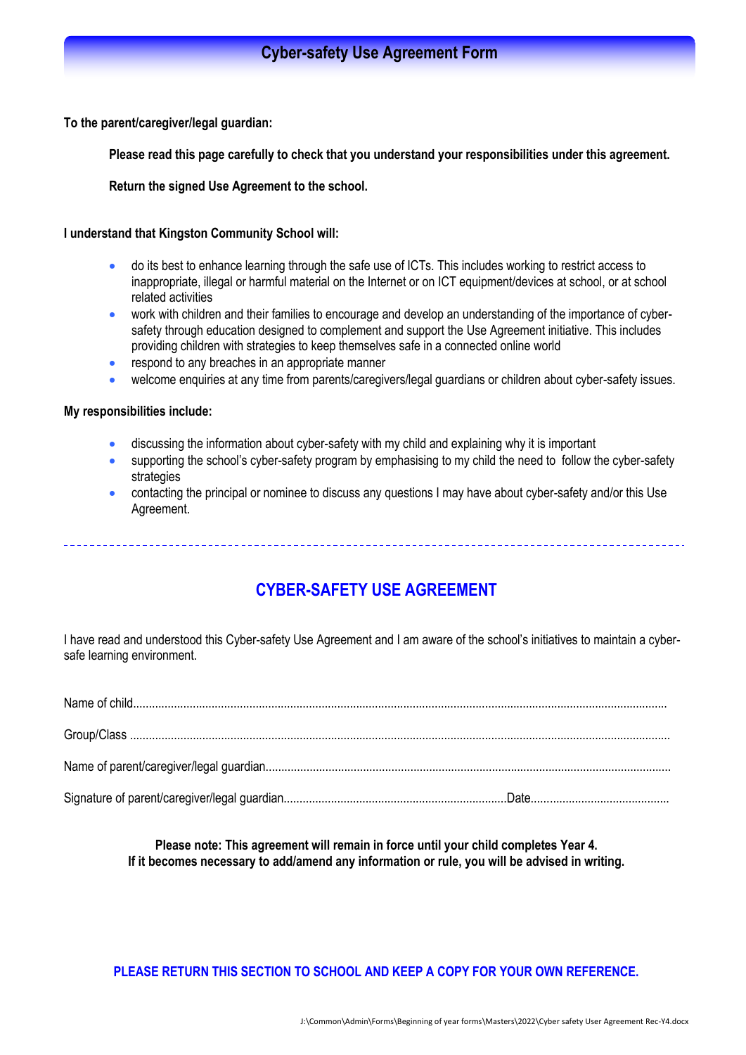# Cyber-safety Use Agreement Form

**To the parent/caregiver/legal guardian:**

**Please read this page carefully to check that you understand your responsibilities under this agreement.**

**Return the signed Use Agreement to the school.**

**I understand that Kingston Community School will:**

- do its best to enhance learning through the safe use of ICTs. This includes working to restrict access to inappropriate, illegal or harmful material on the Internet or on ICT equipment/devices at school, or at school related activities
- work with children and their families to encourage and develop an understanding of the importance of cyber-safety through education designed to complement and support the Use Agreement initiative. This includes providing children with strategies to keep themselves safe in a connected online world
- respond to any breaches in an appropriate manner
- welcome enquiries at any time from parents/caregivers/legal guardians or children about cyber-safety issues.

**My responsibilities include:**

- discussing the information about cyber-safety with my child and explaining why it is important
- supporting the school's cyber-safety program by emphasising to my child the need to follow the cyber-safety strategies
- contacting the principal or nominee to discuss any questions I may have about cyber-safety and/or this Use Agreement.

---

## CYBER-SAFETY USE AGREEMENT

I have read and understood this Cyber-safety Use Agreement and I am aware of the school's initiatives to maintain a cyber-safe learning environment.

Name of child.......................................................................................................................................................

Group/Class .........................................................................................................................................................

Name of parent/caregiver/legal guardian..............................................................................................................

Signature of parent/caregiver/legal guardian.......................................................................Date............................................

**Please note: This agreement will remain in force until your child completes Year 4.**
**If it becomes necessary to add/amend any information or rule, you will be advised in writing.**

**PLEASE RETURN THIS SECTION TO SCHOOL AND KEEP A COPY FOR YOUR OWN REFERENCE.**